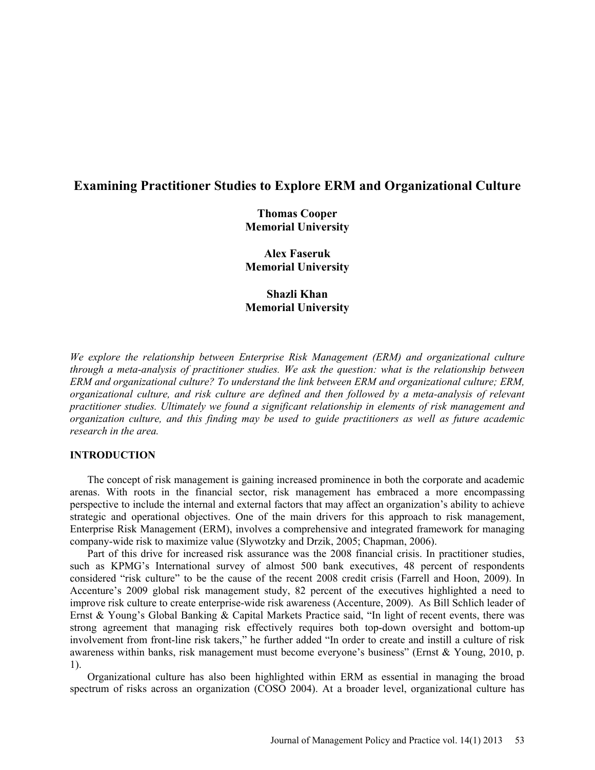# Examining Practitioner Studies to Explore ERM and Organizational Culture

**Thomas Cooper**
**Memorial University**

**Alex Faseruk**
**Memorial University**

**Shazli Khan**
**Memorial University**

*We explore the relationship between Enterprise Risk Management (ERM) and organizational culture through a meta-analysis of practitioner studies. We ask the question: what is the relationship between ERM and organizational culture? To understand the link between ERM and organizational culture; ERM, organizational culture, and risk culture are defined and then followed by a meta-analysis of relevant practitioner studies. Ultimately we found a significant relationship in elements of risk management and organization culture, and this finding may be used to guide practitioners as well as future academic research in the area.*

## INTRODUCTION

The concept of risk management is gaining increased prominence in both the corporate and academic arenas. With roots in the financial sector, risk management has embraced a more encompassing perspective to include the internal and external factors that may affect an organization's ability to achieve strategic and operational objectives. One of the main drivers for this approach to risk management, Enterprise Risk Management (ERM), involves a comprehensive and integrated framework for managing company-wide risk to maximize value (Slywotzky and Drzik, 2005; Chapman, 2006).

Part of this drive for increased risk assurance was the 2008 financial crisis. In practitioner studies, such as KPMG's International survey of almost 500 bank executives, 48 percent of respondents considered "risk culture" to be the cause of the recent 2008 credit crisis (Farrell and Hoon, 2009). In Accenture's 2009 global risk management study, 82 percent of the executives highlighted a need to improve risk culture to create enterprise-wide risk awareness (Accenture, 2009). As Bill Schlich leader of Ernst & Young's Global Banking & Capital Markets Practice said, "In light of recent events, there was strong agreement that managing risk effectively requires both top-down oversight and bottom-up involvement from front-line risk takers," he further added "In order to create and instill a culture of risk awareness within banks, risk management must become everyone's business" (Ernst & Young, 2010, p. 1).

Organizational culture has also been highlighted within ERM as essential in managing the broad spectrum of risks across an organization (COSO 2004). At a broader level, organizational culture has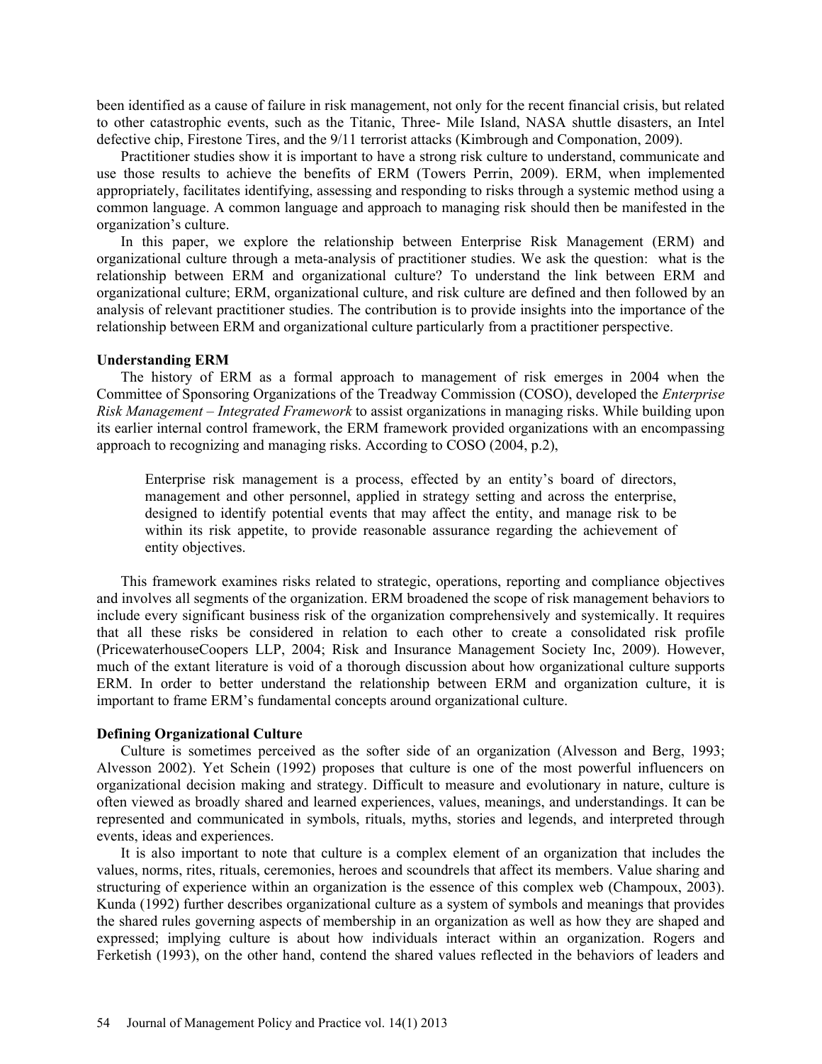been identified as a cause of failure in risk management, not only for the recent financial crisis, but related to other catastrophic events, such as the Titanic, Three- Mile Island, NASA shuttle disasters, an Intel defective chip, Firestone Tires, and the 9/11 terrorist attacks (Kimbrough and Componation, 2009).

Practitioner studies show it is important to have a strong risk culture to understand, communicate and use those results to achieve the benefits of ERM (Towers Perrin, 2009). ERM, when implemented appropriately, facilitates identifying, assessing and responding to risks through a systemic method using a common language. A common language and approach to managing risk should then be manifested in the organization's culture.

In this paper, we explore the relationship between Enterprise Risk Management (ERM) and organizational culture through a meta-analysis of practitioner studies. We ask the question: what is the relationship between ERM and organizational culture? To understand the link between ERM and organizational culture; ERM, organizational culture, and risk culture are defined and then followed by an analysis of relevant practitioner studies. The contribution is to provide insights into the importance of the relationship between ERM and organizational culture particularly from a practitioner perspective.

### Understanding ERM

The history of ERM as a formal approach to management of risk emerges in 2004 when the Committee of Sponsoring Organizations of the Treadway Commission (COSO), developed the *Enterprise Risk Management – Integrated Framework* to assist organizations in managing risks. While building upon its earlier internal control framework, the ERM framework provided organizations with an encompassing approach to recognizing and managing risks. According to COSO (2004, p.2),

> Enterprise risk management is a process, effected by an entity's board of directors, management and other personnel, applied in strategy setting and across the enterprise, designed to identify potential events that may affect the entity, and manage risk to be within its risk appetite, to provide reasonable assurance regarding the achievement of entity objectives.

This framework examines risks related to strategic, operations, reporting and compliance objectives and involves all segments of the organization. ERM broadened the scope of risk management behaviors to include every significant business risk of the organization comprehensively and systemically. It requires that all these risks be considered in relation to each other to create a consolidated risk profile (PricewaterhouseCoopers LLP, 2004; Risk and Insurance Management Society Inc, 2009). However, much of the extant literature is void of a thorough discussion about how organizational culture supports ERM. In order to better understand the relationship between ERM and organization culture, it is important to frame ERM's fundamental concepts around organizational culture.

### Defining Organizational Culture

Culture is sometimes perceived as the softer side of an organization (Alvesson and Berg, 1993; Alvesson 2002). Yet Schein (1992) proposes that culture is one of the most powerful influencers on organizational decision making and strategy. Difficult to measure and evolutionary in nature, culture is often viewed as broadly shared and learned experiences, values, meanings, and understandings. It can be represented and communicated in symbols, rituals, myths, stories and legends, and interpreted through events, ideas and experiences.

It is also important to note that culture is a complex element of an organization that includes the values, norms, rites, rituals, ceremonies, heroes and scoundrels that affect its members. Value sharing and structuring of experience within an organization is the essence of this complex web (Champoux, 2003). Kunda (1992) further describes organizational culture as a system of symbols and meanings that provides the shared rules governing aspects of membership in an organization as well as how they are shaped and expressed; implying culture is about how individuals interact within an organization. Rogers and Ferketish (1993), on the other hand, contend the shared values reflected in the behaviors of leaders and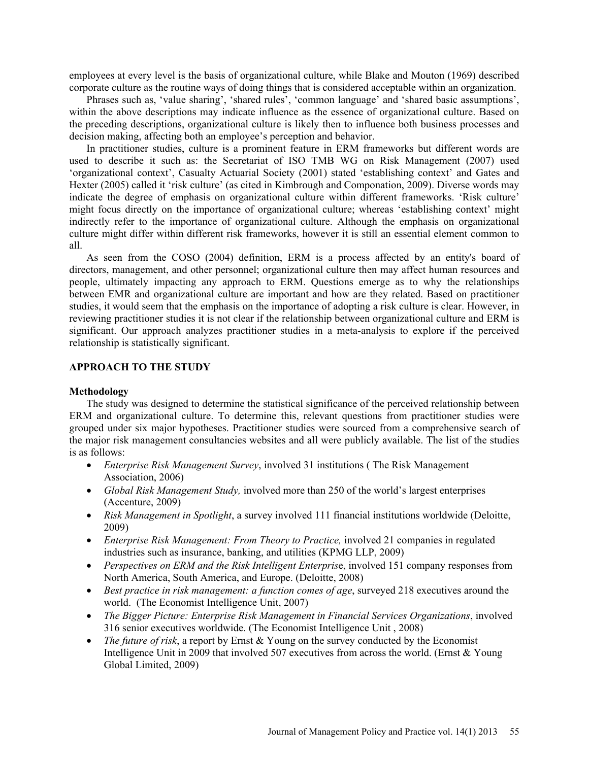employees at every level is the basis of organizational culture, while Blake and Mouton (1969) described corporate culture as the routine ways of doing things that is considered acceptable within an organization.

Phrases such as, 'value sharing', 'shared rules', 'common language' and 'shared basic assumptions', within the above descriptions may indicate influence as the essence of organizational culture. Based on the preceding descriptions, organizational culture is likely then to influence both business processes and decision making, affecting both an employee's perception and behavior.

In practitioner studies, culture is a prominent feature in ERM frameworks but different words are used to describe it such as: the Secretariat of ISO TMB WG on Risk Management (2007) used 'organizational context', Casualty Actuarial Society (2001) stated 'establishing context' and Gates and Hexter (2005) called it 'risk culture' (as cited in Kimbrough and Componation, 2009). Diverse words may indicate the degree of emphasis on organizational culture within different frameworks. 'Risk culture' might focus directly on the importance of organizational culture; whereas 'establishing context' might indirectly refer to the importance of organizational culture. Although the emphasis on organizational culture might differ within different risk frameworks, however it is still an essential element common to all.

As seen from the COSO (2004) definition, ERM is a process affected by an entity's board of directors, management, and other personnel; organizational culture then may affect human resources and people, ultimately impacting any approach to ERM. Questions emerge as to why the relationships between EMR and organizational culture are important and how are they related. Based on practitioner studies, it would seem that the emphasis on the importance of adopting a risk culture is clear. However, in reviewing practitioner studies it is not clear if the relationship between organizational culture and ERM is significant. Our approach analyzes practitioner studies in a meta-analysis to explore if the perceived relationship is statistically significant.

## APPROACH TO THE STUDY

### Methodology

The study was designed to determine the statistical significance of the perceived relationship between ERM and organizational culture. To determine this, relevant questions from practitioner studies were grouped under six major hypotheses. Practitioner studies were sourced from a comprehensive search of the major risk management consultancies websites and all were publicly available. The list of the studies is as follows:

- *Enterprise Risk Management Survey*, involved 31 institutions ( The Risk Management Association, 2006)
- *Global Risk Management Study,* involved more than 250 of the world's largest enterprises (Accenture, 2009)
- *Risk Management in Spotlight*, a survey involved 111 financial institutions worldwide (Deloitte, 2009)
- *Enterprise Risk Management: From Theory to Practice,* involved 21 companies in regulated industries such as insurance, banking, and utilities (KPMG LLP, 2009)
- *Perspectives on ERM and the Risk Intelligent Enterprise*, involved 151 company responses from North America, South America, and Europe. (Deloitte, 2008)
- *Best practice in risk management: a function comes of age*, surveyed 218 executives around the world. (The Economist Intelligence Unit, 2007)
- *The Bigger Picture: Enterprise Risk Management in Financial Services Organizations*, involved 316 senior executives worldwide. (The Economist Intelligence Unit , 2008)
- *The future of risk*, a report by Ernst & Young on the survey conducted by the Economist Intelligence Unit in 2009 that involved 507 executives from across the world. (Ernst & Young Global Limited, 2009)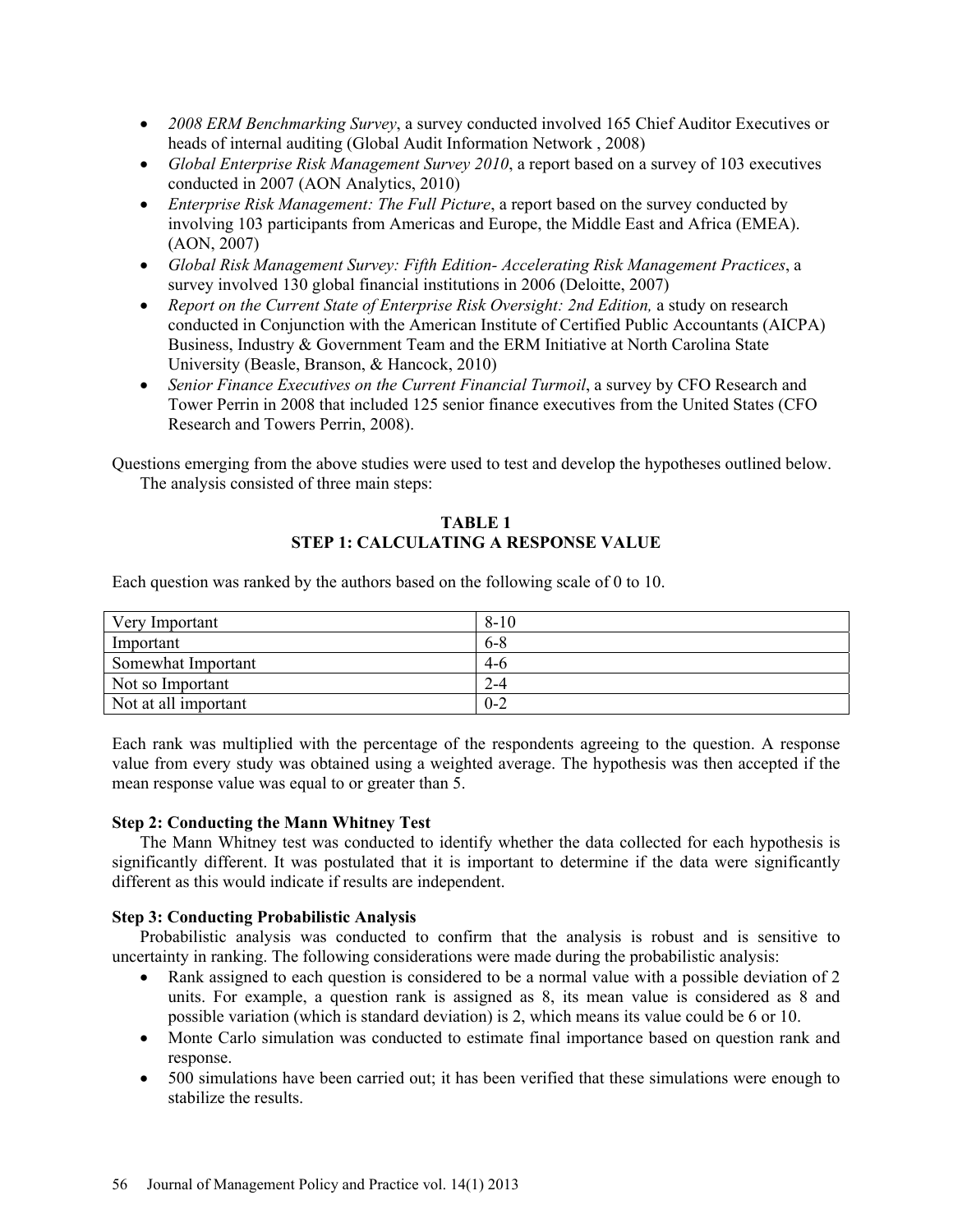- *2008 ERM Benchmarking Survey*, a survey conducted involved 165 Chief Auditor Executives or heads of internal auditing (Global Audit Information Network , 2008)
- *Global Enterprise Risk Management Survey 2010*, a report based on a survey of 103 executives conducted in 2007 (AON Analytics, 2010)
- *Enterprise Risk Management: The Full Picture*, a report based on the survey conducted by involving 103 participants from Americas and Europe, the Middle East and Africa (EMEA). (AON, 2007)
- *Global Risk Management Survey: Fifth Edition- Accelerating Risk Management Practices*, a survey involved 130 global financial institutions in 2006 (Deloitte, 2007)
- *Report on the Current State of Enterprise Risk Oversight: 2nd Edition,* a study on research conducted in Conjunction with the American Institute of Certified Public Accountants (AICPA) Business, Industry & Government Team and the ERM Initiative at North Carolina State University (Beasle, Branson, & Hancock, 2010)
- *Senior Finance Executives on the Current Financial Turmoil*, a survey by CFO Research and Tower Perrin in 2008 that included 125 senior finance executives from the United States (CFO Research and Towers Perrin, 2008).

Questions emerging from the above studies were used to test and develop the hypotheses outlined below. The analysis consisted of three main steps:

**TABLE 1**
**STEP 1: CALCULATING A RESPONSE VALUE**

Each question was ranked by the authors based on the following scale of 0 to 10.

| | |
|---|---|
| Very Important | 8-10 |
| Important | 6-8 |
| Somewhat Important | 4-6 |
| Not so Important | 2-4 |
| Not at all important | 0-2 |

Each rank was multiplied with the percentage of the respondents agreeing to the question. A response value from every study was obtained using a weighted average. The hypothesis was then accepted if the mean response value was equal to or greater than 5.

**Step 2: Conducting the Mann Whitney Test**

The Mann Whitney test was conducted to identify whether the data collected for each hypothesis is significantly different. It was postulated that it is important to determine if the data were significantly different as this would indicate if results are independent.

**Step 3: Conducting Probabilistic Analysis**

Probabilistic analysis was conducted to confirm that the analysis is robust and is sensitive to uncertainty in ranking. The following considerations were made during the probabilistic analysis:

- Rank assigned to each question is considered to be a normal value with a possible deviation of 2 units. For example, a question rank is assigned as 8, its mean value is considered as 8 and possible variation (which is standard deviation) is 2, which means its value could be 6 or 10.
- Monte Carlo simulation was conducted to estimate final importance based on question rank and response.
- 500 simulations have been carried out; it has been verified that these simulations were enough to stabilize the results.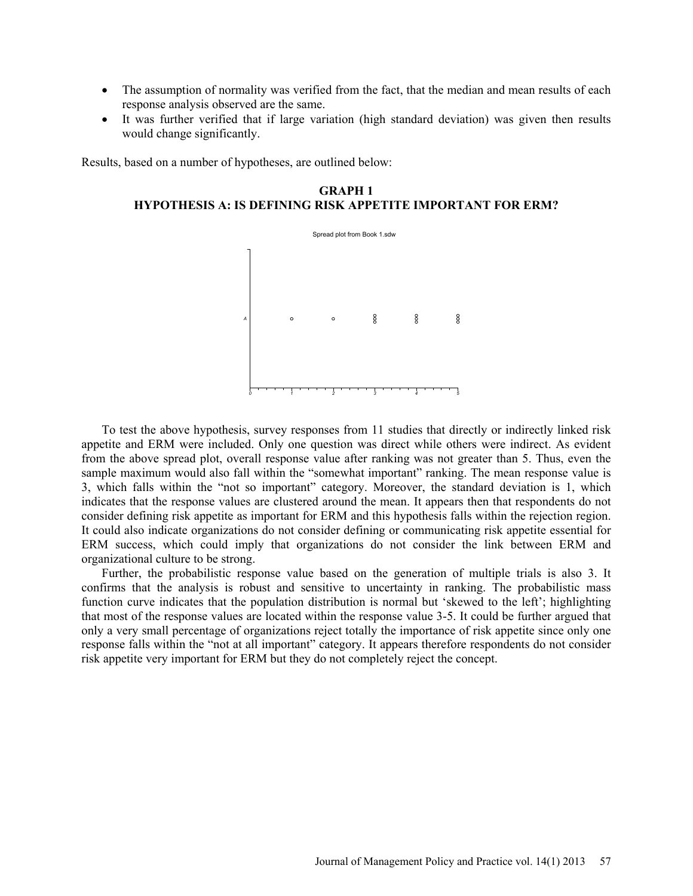- The assumption of normality was verified from the fact, that the median and mean results of each response analysis observed are the same.
- It was further verified that if large variation (high standard deviation) was given then results would change significantly.

Results, based on a number of hypotheses, are outlined below:

**GRAPH 1**
**HYPOTHESIS A: IS DEFINING RISK APPETITE IMPORTANT FOR ERM?**

Spread plot from Book 1.sdw

To test the above hypothesis, survey responses from 11 studies that directly or indirectly linked risk appetite and ERM were included. Only one question was direct while others were indirect. As evident from the above spread plot, overall response value after ranking was not greater than 5. Thus, even the sample maximum would also fall within the "somewhat important" ranking. The mean response value is 3, which falls within the "not so important" category. Moreover, the standard deviation is 1, which indicates that the response values are clustered around the mean. It appears then that respondents do not consider defining risk appetite as important for ERM and this hypothesis falls within the rejection region. It could also indicate organizations do not consider defining or communicating risk appetite essential for ERM success, which could imply that organizations do not consider the link between ERM and organizational culture to be strong.

Further, the probabilistic response value based on the generation of multiple trials is also 3. It confirms that the analysis is robust and sensitive to uncertainty in ranking. The probabilistic mass function curve indicates that the population distribution is normal but 'skewed to the left'; highlighting that most of the response values are located within the response value 3-5. It could be further argued that only a very small percentage of organizations reject totally the importance of risk appetite since only one response falls within the "not at all important" category. It appears therefore respondents do not consider risk appetite very important for ERM but they do not completely reject the concept.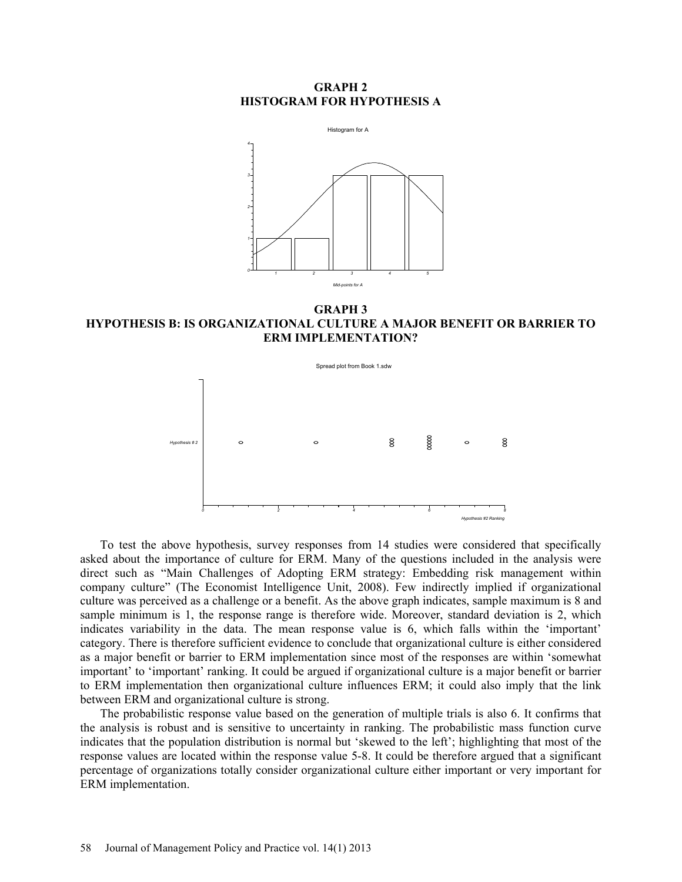**GRAPH 2**
**HISTOGRAM FOR HYPOTHESIS A**

**GRAPH 3**
**HYPOTHESIS B: IS ORGANIZATIONAL CULTURE A MAJOR BENEFIT OR BARRIER TO ERM IMPLEMENTATION?**

To test the above hypothesis, survey responses from 14 studies were considered that specifically asked about the importance of culture for ERM. Many of the questions included in the analysis were direct such as "Main Challenges of Adopting ERM strategy: Embedding risk management within company culture" (The Economist Intelligence Unit, 2008). Few indirectly implied if organizational culture was perceived as a challenge or a benefit. As the above graph indicates, sample maximum is 8 and sample minimum is 1, the response range is therefore wide. Moreover, standard deviation is 2, which indicates variability in the data. The mean response value is 6, which falls within the 'important' category. There is therefore sufficient evidence to conclude that organizational culture is either considered as a major benefit or barrier to ERM implementation since most of the responses are within 'somewhat important' to 'important' ranking. It could be argued if organizational culture is a major benefit or barrier to ERM implementation then organizational culture influences ERM; it could also imply that the link between ERM and organizational culture is strong.

The probabilistic response value based on the generation of multiple trials is also 6. It confirms that the analysis is robust and is sensitive to uncertainty in ranking. The probabilistic mass function curve indicates that the population distribution is normal but 'skewed to the left'; highlighting that most of the response values are located within the response value 5-8. It could be therefore argued that a significant percentage of organizations totally consider organizational culture either important or very important for ERM implementation.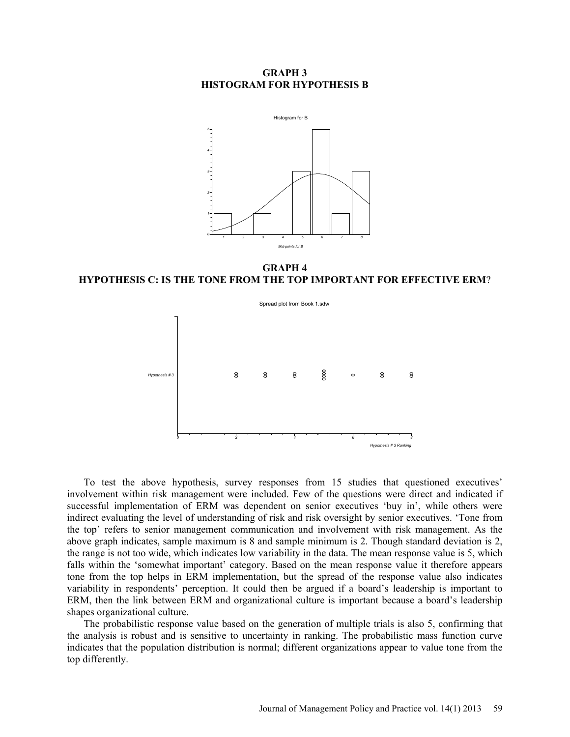**GRAPH 3**
**HISTOGRAM FOR HYPOTHESIS B**

**GRAPH 4**
**HYPOTHESIS C: IS THE TONE FROM THE TOP IMPORTANT FOR EFFECTIVE ERM?**

To test the above hypothesis, survey responses from 15 studies that questioned executives' involvement within risk management were included. Few of the questions were direct and indicated if successful implementation of ERM was dependent on senior executives 'buy in', while others were indirect evaluating the level of understanding of risk and risk oversight by senior executives. 'Tone from the top' refers to senior management communication and involvement with risk management. As the above graph indicates, sample maximum is 8 and sample minimum is 2. Though standard deviation is 2, the range is not too wide, which indicates low variability in the data. The mean response value is 5, which falls within the 'somewhat important' category. Based on the mean response value it therefore appears tone from the top helps in ERM implementation, but the spread of the response value also indicates variability in respondents' perception. It could then be argued if a board's leadership is important to ERM, then the link between ERM and organizational culture is important because a board's leadership shapes organizational culture.

The probabilistic response value based on the generation of multiple trials is also 5, confirming that the analysis is robust and is sensitive to uncertainty in ranking. The probabilistic mass function curve indicates that the population distribution is normal; different organizations appear to value tone from the top differently.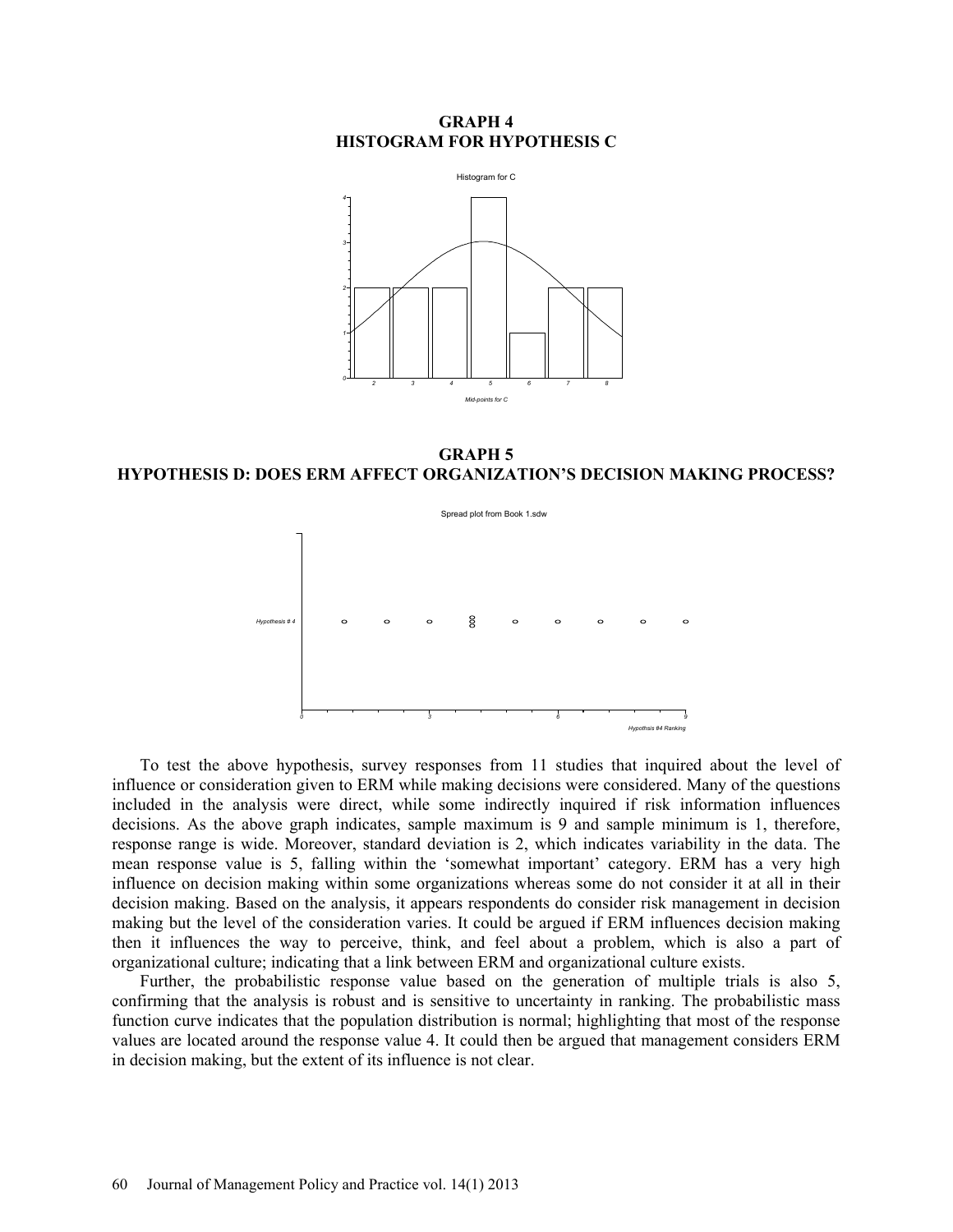**GRAPH 4**
**HISTOGRAM FOR HYPOTHESIS C**

**GRAPH 5**
**HYPOTHESIS D: DOES ERM AFFECT ORGANIZATION'S DECISION MAKING PROCESS?**

To test the above hypothesis, survey responses from 11 studies that inquired about the level of influence or consideration given to ERM while making decisions were considered. Many of the questions included in the analysis were direct, while some indirectly inquired if risk information influences decisions. As the above graph indicates, sample maximum is 9 and sample minimum is 1, therefore, response range is wide. Moreover, standard deviation is 2, which indicates variability in the data. The mean response value is 5, falling within the 'somewhat important' category. ERM has a very high influence on decision making within some organizations whereas some do not consider it at all in their decision making. Based on the analysis, it appears respondents do consider risk management in decision making but the level of the consideration varies. It could be argued if ERM influences decision making then it influences the way to perceive, think, and feel about a problem, which is also a part of organizational culture; indicating that a link between ERM and organizational culture exists.

Further, the probabilistic response value based on the generation of multiple trials is also 5, confirming that the analysis is robust and is sensitive to uncertainty in ranking. The probabilistic mass function curve indicates that the population distribution is normal; highlighting that most of the response values are located around the response value 4. It could then be argued that management considers ERM in decision making, but the extent of its influence is not clear.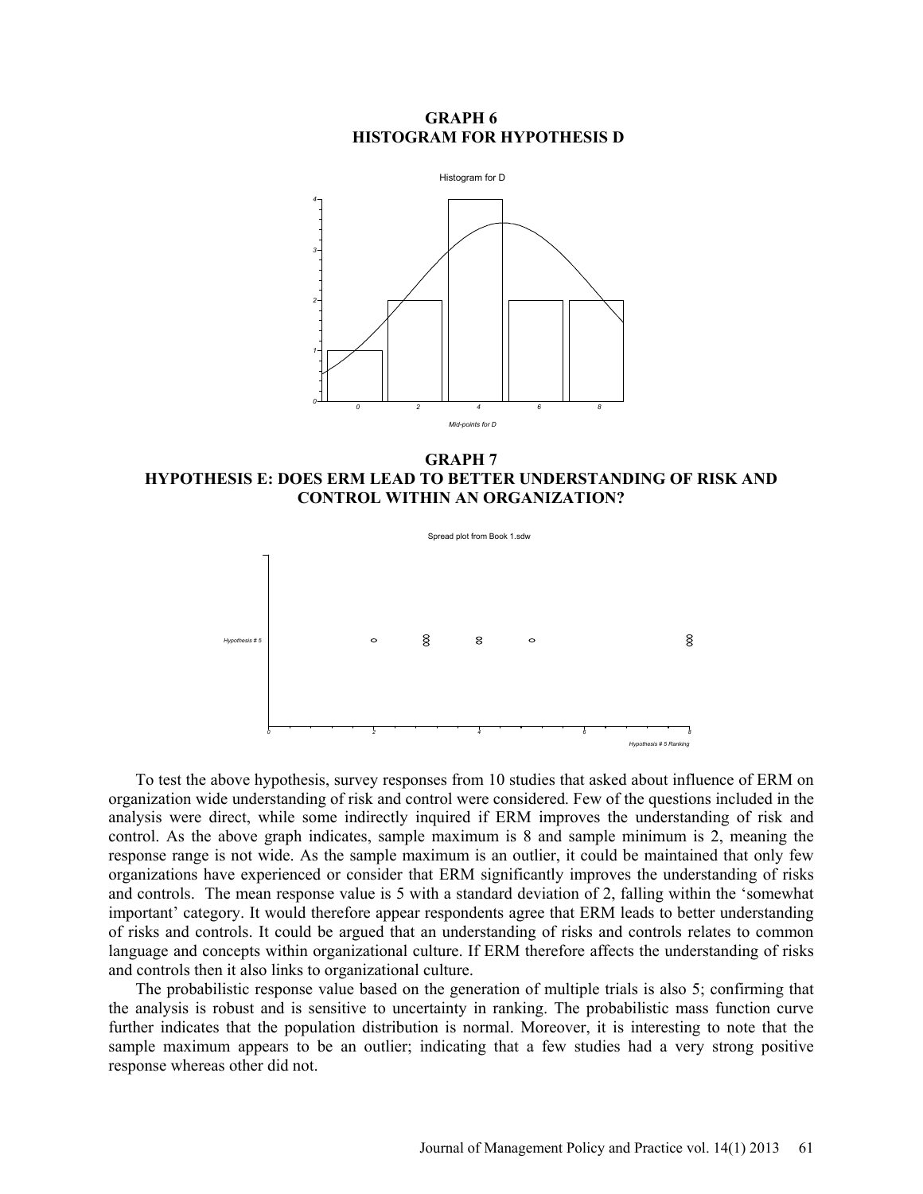**GRAPH 6**
**HISTOGRAM FOR HYPOTHESIS D**

**GRAPH 7**
**HYPOTHESIS E: DOES ERM LEAD TO BETTER UNDERSTANDING OF RISK AND CONTROL WITHIN AN ORGANIZATION?**

To test the above hypothesis, survey responses from 10 studies that asked about influence of ERM on organization wide understanding of risk and control were considered. Few of the questions included in the analysis were direct, while some indirectly inquired if ERM improves the understanding of risk and control. As the above graph indicates, sample maximum is 8 and sample minimum is 2, meaning the response range is not wide. As the sample maximum is an outlier, it could be maintained that only few organizations have experienced or consider that ERM significantly improves the understanding of risks and controls. The mean response value is 5 with a standard deviation of 2, falling within the 'somewhat important' category. It would therefore appear respondents agree that ERM leads to better understanding of risks and controls. It could be argued that an understanding of risks and controls relates to common language and concepts within organizational culture. If ERM therefore affects the understanding of risks and controls then it also links to organizational culture.

The probabilistic response value based on the generation of multiple trials is also 5; confirming that the analysis is robust and is sensitive to uncertainty in ranking. The probabilistic mass function curve further indicates that the population distribution is normal. Moreover, it is interesting to note that the sample maximum appears to be an outlier; indicating that a few studies had a very strong positive response whereas other did not.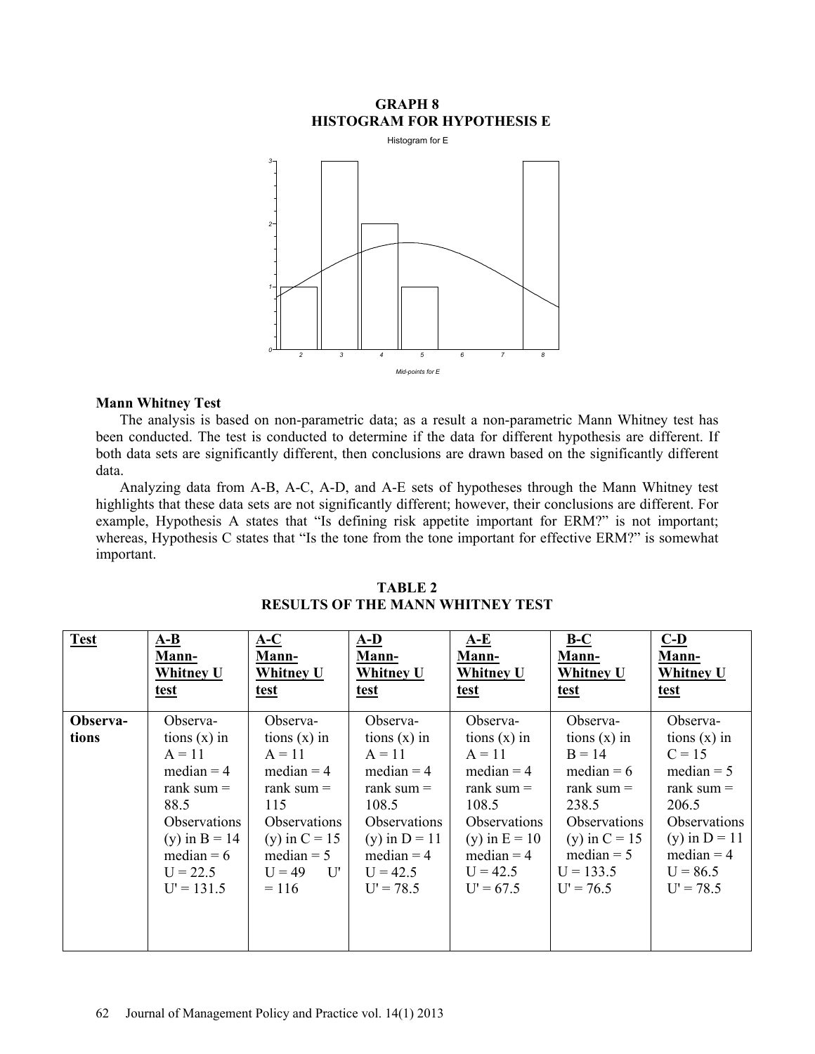**GRAPH 8**
**HISTOGRAM FOR HYPOTHESIS E**

### Mann Whitney Test

The analysis is based on non-parametric data; as a result a non-parametric Mann Whitney test has been conducted. The test is conducted to determine if the data for different hypothesis are different. If both data sets are significantly different, then conclusions are drawn based on the significantly different data.

Analyzing data from A-B, A-C, A-D, and A-E sets of hypotheses through the Mann Whitney test highlights that these data sets are not significantly different; however, their conclusions are different. For example, Hypothesis A states that "Is defining risk appetite important for ERM?" is not important; whereas, Hypothesis C states that "Is the tone from the tone important for effective ERM?" is somewhat important.

**TABLE 2**
**RESULTS OF THE MANN WHITNEY TEST**

| Test | A-B Mann-Whitney U test | A-C Mann-Whitney U test | A-D Mann-Whitney U test | A-E Mann-Whitney U test | B-C Mann-Whitney U test | C-D Mann-Whitney U test |
|---|---|---|---|---|---|---|
| **Observations** | Observations (x) in A = 11 median = 4 rank sum = 88.5 Observations (y) in B = 14 median = 6 U = 22.5 U' = 131.5 | Observations (x) in A = 11 median = 4 rank sum = 115 Observations (y) in C = 15 median = 5 U = 49 U' = 116 | Observations (x) in A = 11 median = 4 rank sum = 108.5 Observations (y) in D = 11 median = 4 U = 42.5 U' = 78.5 | Observations (x) in A = 11 median = 4 rank sum = 108.5 Observations (y) in E = 10 median = 4 U = 42.5 U' = 67.5 | Observations (x) in B = 14 median = 6 rank sum = 238.5 Observations (y) in C = 15 median = 5 U = 133.5 U' = 76.5 | Observations (x) in C = 15 median = 5 rank sum = 206.5 Observations (y) in D = 11 median = 4 U = 86.5 U' = 78.5 |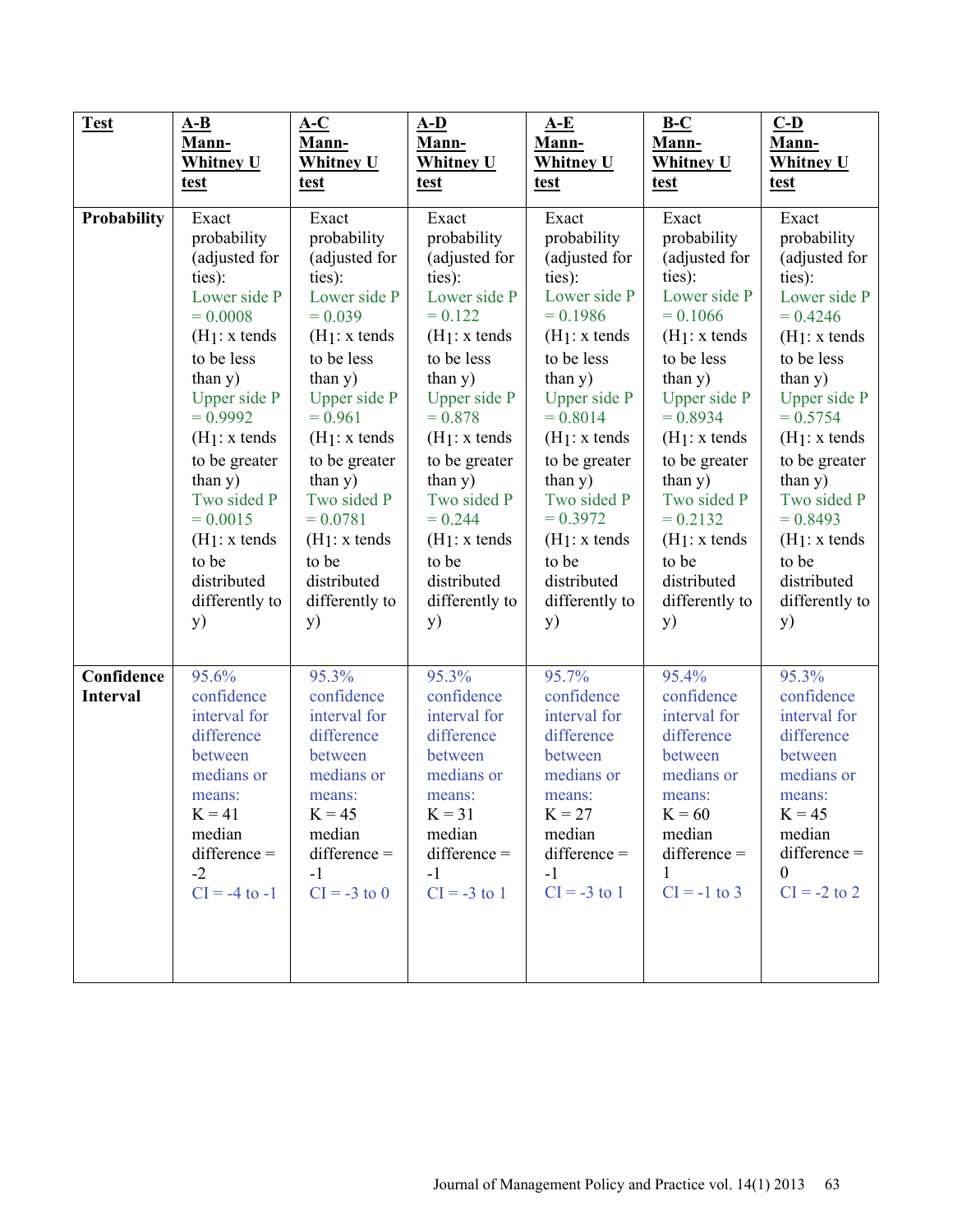| **Test** | **A-B Mann-Whitney U test** | **A-C Mann-Whitney U test** | **A-D Mann-Whitney U test** | **A-E Mann-Whitney U test** | **B-C Mann-Whitney U test** | **C-D Mann-Whitney U test** |
|---|---|---|---|---|---|---|
| **Probability** | Exact probability (adjusted for ties): Lower side P = 0.0008 ($H_1$: x tends to be less than y) Upper side P = 0.9992 ($H_1$: x tends to be greater than y) Two sided P = 0.0015 ($H_1$: x tends to be distributed differently to y) | Exact probability (adjusted for ties): Lower side P = 0.039 ($H_1$: x tends to be less than y) Upper side P = 0.961 ($H_1$: x tends to be greater than y) Two sided P = 0.0781 ($H_1$: x tends to be distributed differently to y) | Exact probability (adjusted for ties): Lower side P = 0.122 ($H_1$: x tends to be less than y) Upper side P = 0.878 ($H_1$: x tends to be greater than y) Two sided P = 0.244 ($H_1$: x tends to be distributed differently to y) | Exact probability (adjusted for ties): Lower side P = 0.1986 ($H_1$: x tends to be less than y) Upper side P = 0.8014 ($H_1$: x tends to be greater than y) Two sided P = 0.3972 ($H_1$: x tends to be distributed differently to y) | Exact probability (adjusted for ties): Lower side P = 0.1066 ($H_1$: x tends to be less than y) Upper side P = 0.8934 ($H_1$: x tends to be greater than y) Two sided P = 0.2132 ($H_1$: x tends to be distributed differently to y) | Exact probability (adjusted for ties): Lower side P = 0.4246 ($H_1$: x tends to be less than y) Upper side P = 0.5754 ($H_1$: x tends to be greater than y) Two sided P = 0.8493 ($H_1$: x tends to be distributed differently to y) |
| **Confidence Interval** | 95.6% confidence interval for difference between medians or means: K = 41 median difference = -2 CI = -4 to -1 | 95.3% confidence interval for difference between medians or means: K = 45 median difference = -1 CI = -3 to 0 | 95.3% confidence interval for difference between medians or means: K = 31 median difference = -1 CI = -3 to 1 | 95.7% confidence interval for difference between medians or means: K = 27 median difference = -1 CI = -3 to 1 | 95.4% confidence interval for difference between medians or means: K = 60 median difference = 1 CI = -1 to 3 | 95.3% confidence interval for difference between medians or means: K = 45 median difference = 0 CI = -2 to 2 |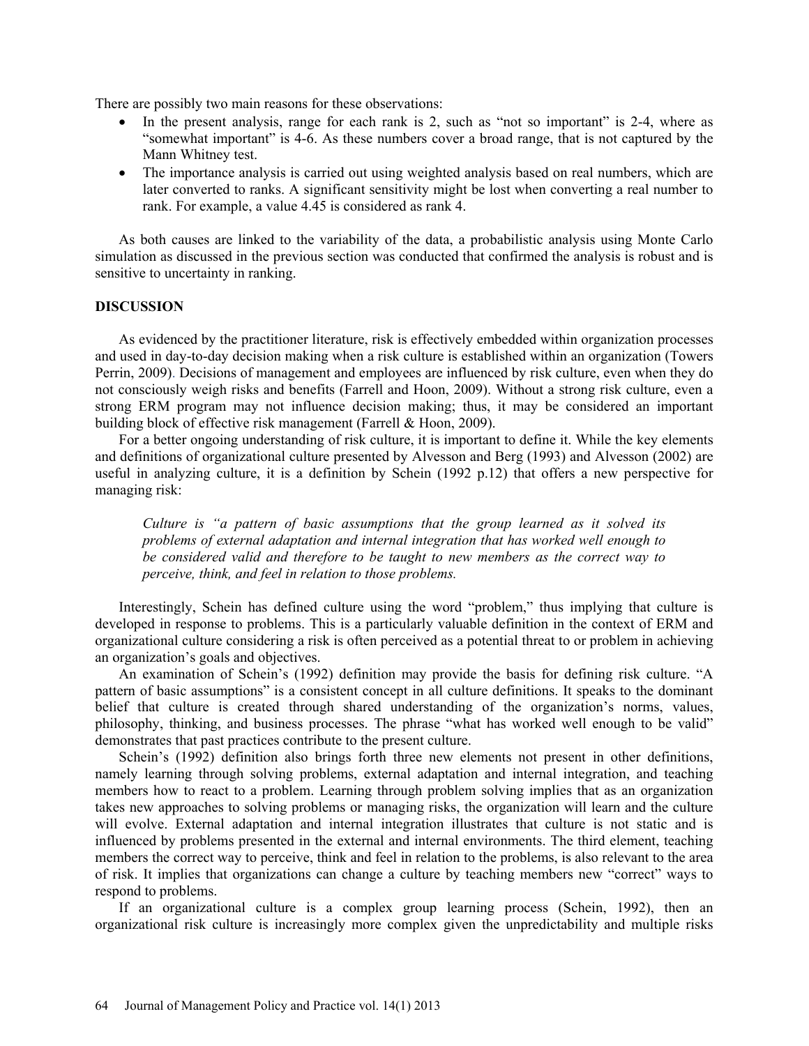There are possibly two main reasons for these observations:

- In the present analysis, range for each rank is 2, such as "not so important" is 2-4, where as "somewhat important" is 4-6. As these numbers cover a broad range, that is not captured by the Mann Whitney test.
- The importance analysis is carried out using weighted analysis based on real numbers, which are later converted to ranks. A significant sensitivity might be lost when converting a real number to rank. For example, a value 4.45 is considered as rank 4.

As both causes are linked to the variability of the data, a probabilistic analysis using Monte Carlo simulation as discussed in the previous section was conducted that confirmed the analysis is robust and is sensitive to uncertainty in ranking.

## DISCUSSION

As evidenced by the practitioner literature, risk is effectively embedded within organization processes and used in day-to-day decision making when a risk culture is established within an organization (Towers Perrin, 2009). Decisions of management and employees are influenced by risk culture, even when they do not consciously weigh risks and benefits (Farrell and Hoon, 2009). Without a strong risk culture, even a strong ERM program may not influence decision making; thus, it may be considered an important building block of effective risk management (Farrell & Hoon, 2009).

For a better ongoing understanding of risk culture, it is important to define it. While the key elements and definitions of organizational culture presented by Alvesson and Berg (1993) and Alvesson (2002) are useful in analyzing culture, it is a definition by Schein (1992 p.12) that offers a new perspective for managing risk:

> *Culture is "a pattern of basic assumptions that the group learned as it solved its problems of external adaptation and internal integration that has worked well enough to be considered valid and therefore to be taught to new members as the correct way to perceive, think, and feel in relation to those problems.*

Interestingly, Schein has defined culture using the word "problem," thus implying that culture is developed in response to problems. This is a particularly valuable definition in the context of ERM and organizational culture considering a risk is often perceived as a potential threat to or problem in achieving an organization's goals and objectives.

An examination of Schein's (1992) definition may provide the basis for defining risk culture. "A pattern of basic assumptions" is a consistent concept in all culture definitions. It speaks to the dominant belief that culture is created through shared understanding of the organization's norms, values, philosophy, thinking, and business processes. The phrase "what has worked well enough to be valid" demonstrates that past practices contribute to the present culture.

Schein's (1992) definition also brings forth three new elements not present in other definitions, namely learning through solving problems, external adaptation and internal integration, and teaching members how to react to a problem. Learning through problem solving implies that as an organization takes new approaches to solving problems or managing risks, the organization will learn and the culture will evolve. External adaptation and internal integration illustrates that culture is not static and is influenced by problems presented in the external and internal environments. The third element, teaching members the correct way to perceive, think and feel in relation to the problems, is also relevant to the area of risk. It implies that organizations can change a culture by teaching members new "correct" ways to respond to problems.

If an organizational culture is a complex group learning process (Schein, 1992), then an organizational risk culture is increasingly more complex given the unpredictability and multiple risks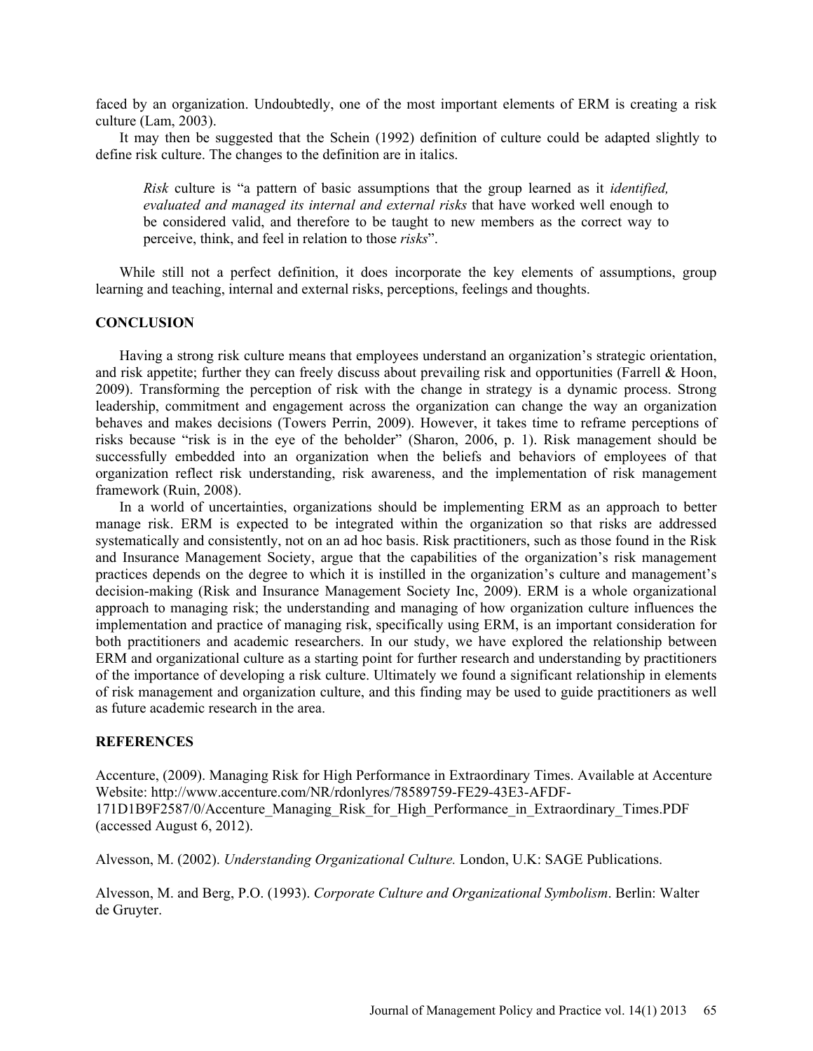faced by an organization. Undoubtedly, one of the most important elements of ERM is creating a risk culture (Lam, 2003).

It may then be suggested that the Schein (1992) definition of culture could be adapted slightly to define risk culture. The changes to the definition are in italics.

> *Risk* culture is "a pattern of basic assumptions that the group learned as it *identified, evaluated and managed its internal and external risks* that have worked well enough to be considered valid, and therefore to be taught to new members as the correct way to perceive, think, and feel in relation to those *risks*".

While still not a perfect definition, it does incorporate the key elements of assumptions, group learning and teaching, internal and external risks, perceptions, feelings and thoughts.

## CONCLUSION

Having a strong risk culture means that employees understand an organization's strategic orientation, and risk appetite; further they can freely discuss about prevailing risk and opportunities (Farrell & Hoon, 2009). Transforming the perception of risk with the change in strategy is a dynamic process. Strong leadership, commitment and engagement across the organization can change the way an organization behaves and makes decisions (Towers Perrin, 2009). However, it takes time to reframe perceptions of risks because "risk is in the eye of the beholder" (Sharon, 2006, p. 1). Risk management should be successfully embedded into an organization when the beliefs and behaviors of employees of that organization reflect risk understanding, risk awareness, and the implementation of risk management framework (Ruin, 2008).

In a world of uncertainties, organizations should be implementing ERM as an approach to better manage risk. ERM is expected to be integrated within the organization so that risks are addressed systematically and consistently, not on an ad hoc basis. Risk practitioners, such as those found in the Risk and Insurance Management Society, argue that the capabilities of the organization's risk management practices depends on the degree to which it is instilled in the organization's culture and management's decision-making (Risk and Insurance Management Society Inc, 2009). ERM is a whole organizational approach to managing risk; the understanding and managing of how organization culture influences the implementation and practice of managing risk, specifically using ERM, is an important consideration for both practitioners and academic researchers. In our study, we have explored the relationship between ERM and organizational culture as a starting point for further research and understanding by practitioners of the importance of developing a risk culture. Ultimately we found a significant relationship in elements of risk management and organization culture, and this finding may be used to guide practitioners as well as future academic research in the area.

## REFERENCES

Accenture, (2009). Managing Risk for High Performance in Extraordinary Times. Available at Accenture Website: http://www.accenture.com/NR/rdonlyres/78589759-FE29-43E3-AFDF-171D1B9F2587/0/Accenture_Managing_Risk_for_High_Performance_in_Extraordinary_Times.PDF (accessed August 6, 2012).

Alvesson, M. (2002). *Understanding Organizational Culture.* London, U.K: SAGE Publications.

Alvesson, M. and Berg, P.O. (1993). *Corporate Culture and Organizational Symbolism*. Berlin: Walter de Gruyter.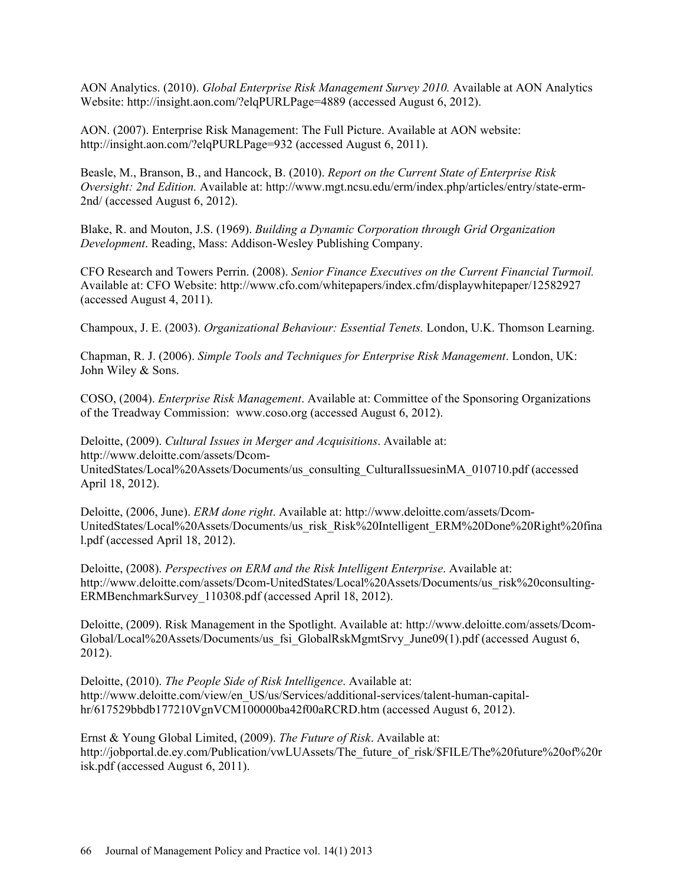AON Analytics. (2010). *Global Enterprise Risk Management Survey 2010.* Available at AON Analytics Website: http://insight.aon.com/?elqPURLPage=4889 (accessed August 6, 2012).

AON. (2007). Enterprise Risk Management: The Full Picture. Available at AON website: http://insight.aon.com/?elqPURLPage=932 (accessed August 6, 2011).

Beasle, M., Branson, B., and Hancock, B. (2010). *Report on the Current State of Enterprise Risk Oversight: 2nd Edition.* Available at: http://www.mgt.ncsu.edu/erm/index.php/articles/entry/state-erm-2nd/ (accessed August 6, 2012).

Blake, R. and Mouton, J.S. (1969). *Building a Dynamic Corporation through Grid Organization Development*. Reading, Mass: Addison-Wesley Publishing Company.

CFO Research and Towers Perrin. (2008). *Senior Finance Executives on the Current Financial Turmoil.* Available at: CFO Website: http://www.cfo.com/whitepapers/index.cfm/displaywhitepaper/12582927 (accessed August 4, 2011).

Champoux, J. E. (2003). *Organizational Behaviour: Essential Tenets.* London, U.K. Thomson Learning.

Chapman, R. J. (2006). *Simple Tools and Techniques for Enterprise Risk Management*. London, UK: John Wiley & Sons.

COSO, (2004). *Enterprise Risk Management*. Available at: Committee of the Sponsoring Organizations of the Treadway Commission: www.coso.org (accessed August 6, 2012).

Deloitte, (2009). *Cultural Issues in Merger and Acquisitions*. Available at: http://www.deloitte.com/assets/Dcom-UnitedStates/Local%20Assets/Documents/us_consulting_CulturalIssuesinMA_010710.pdf (accessed April 18, 2012).

Deloitte, (2006, June). *ERM done right*. Available at: http://www.deloitte.com/assets/Dcom-UnitedStates/Local%20Assets/Documents/us_risk_Risk%20Intelligent_ERM%20Done%20Right%20final.pdf (accessed April 18, 2012).

Deloitte, (2008). *Perspectives on ERM and the Risk Intelligent Enterprise*. Available at: http://www.deloitte.com/assets/Dcom-UnitedStates/Local%20Assets/Documents/us_risk%20consulting-ERMBenchmarkSurvey_110308.pdf (accessed April 18, 2012).

Deloitte, (2009). Risk Management in the Spotlight. Available at: http://www.deloitte.com/assets/Dcom-Global/Local%20Assets/Documents/us_fsi_GlobalRskMgmtSrvy_June09(1).pdf (accessed August 6, 2012).

Deloitte, (2010). *The People Side of Risk Intelligence*. Available at: http://www.deloitte.com/view/en_US/us/Services/additional-services/talent-human-capital-hr/617529bbdb177210VgnVCM100000ba42f00aRCRD.htm (accessed August 6, 2012).

Ernst & Young Global Limited, (2009). *The Future of Risk*. Available at: http://jobportal.de.ey.com/Publication/vwLUAssets/The_future_of_risk/$FILE/The%20future%20of%20risk.pdf (accessed August 6, 2011).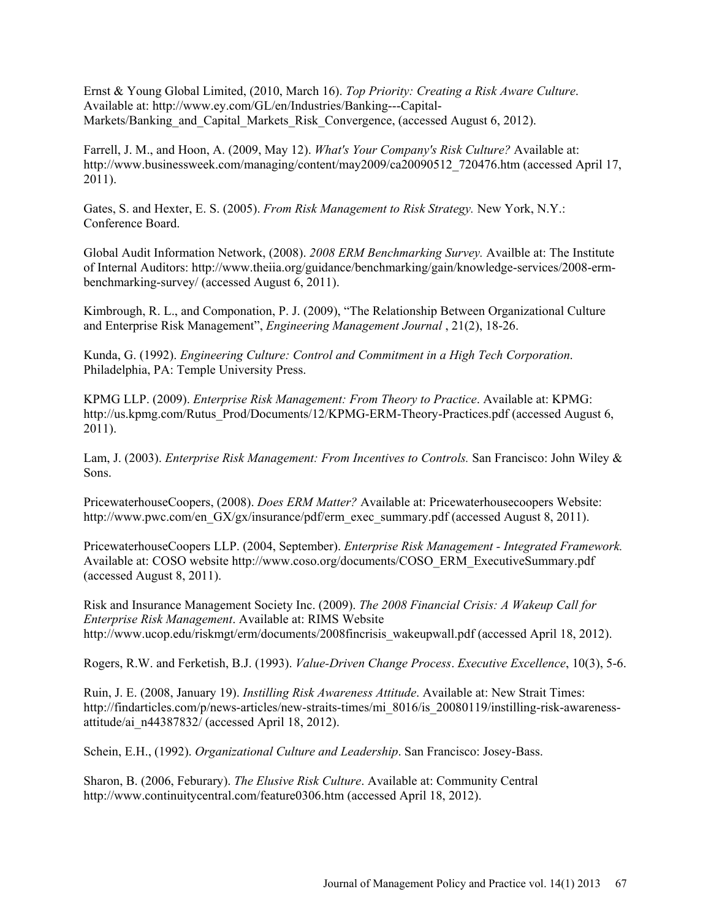Ernst & Young Global Limited, (2010, March 16). *Top Priority: Creating a Risk Aware Culture*. Available at: http://www.ey.com/GL/en/Industries/Banking---Capital-Markets/Banking_and_Capital_Markets_Risk_Convergence, (accessed August 6, 2012).

Farrell, J. M., and Hoon, A. (2009, May 12). *What's Your Company's Risk Culture?* Available at: http://www.businessweek.com/managing/content/may2009/ca20090512_720476.htm (accessed April 17, 2011).

Gates, S. and Hexter, E. S. (2005). *From Risk Management to Risk Strategy.* New York, N.Y.: Conference Board.

Global Audit Information Network, (2008). *2008 ERM Benchmarking Survey.* Availble at: The Institute of Internal Auditors: http://www.theiia.org/guidance/benchmarking/gain/knowledge-services/2008-erm-benchmarking-survey/ (accessed August 6, 2011).

Kimbrough, R. L., and Componation, P. J. (2009), "The Relationship Between Organizational Culture and Enterprise Risk Management", *Engineering Management Journal* , 21(2), 18-26.

Kunda, G. (1992). *Engineering Culture: Control and Commitment in a High Tech Corporation*. Philadelphia, PA: Temple University Press.

KPMG LLP. (2009). *Enterprise Risk Management: From Theory to Practice*. Available at: KPMG: http://us.kpmg.com/Rutus_Prod/Documents/12/KPMG-ERM-Theory-Practices.pdf (accessed August 6, 2011).

Lam, J. (2003). *Enterprise Risk Management: From Incentives to Controls.* San Francisco: John Wiley & Sons.

PricewaterhouseCoopers, (2008). *Does ERM Matter?* Available at: Pricewaterhousecoopers Website: http://www.pwc.com/en_GX/gx/insurance/pdf/erm_exec_summary.pdf (accessed August 8, 2011).

PricewaterhouseCoopers LLP. (2004, September). *Enterprise Risk Management - Integrated Framework.* Available at: COSO website http://www.coso.org/documents/COSO_ERM_ExecutiveSummary.pdf (accessed August 8, 2011).

Risk and Insurance Management Society Inc. (2009). *The 2008 Financial Crisis: A Wakeup Call for Enterprise Risk Management*. Available at: RIMS Website http://www.ucop.edu/riskmgt/erm/documents/2008fincrisis_wakeupwall.pdf (accessed April 18, 2012).

Rogers, R.W. and Ferketish, B.J. (1993). *Value-Driven Change Process*. *Executive Excellence*, 10(3), 5-6.

Ruin, J. E. (2008, January 19). *Instilling Risk Awareness Attitude*. Available at: New Strait Times: http://findarticles.com/p/news-articles/new-straits-times/mi_8016/is_20080119/instilling-risk-awareness-attitude/ai_n44387832/ (accessed April 18, 2012).

Schein, E.H., (1992). *Organizational Culture and Leadership*. San Francisco: Josey-Bass.

Sharon, B. (2006, Feburary). *The Elusive Risk Culture*. Available at: Community Central http://www.continuitycentral.com/feature0306.htm (accessed April 18, 2012).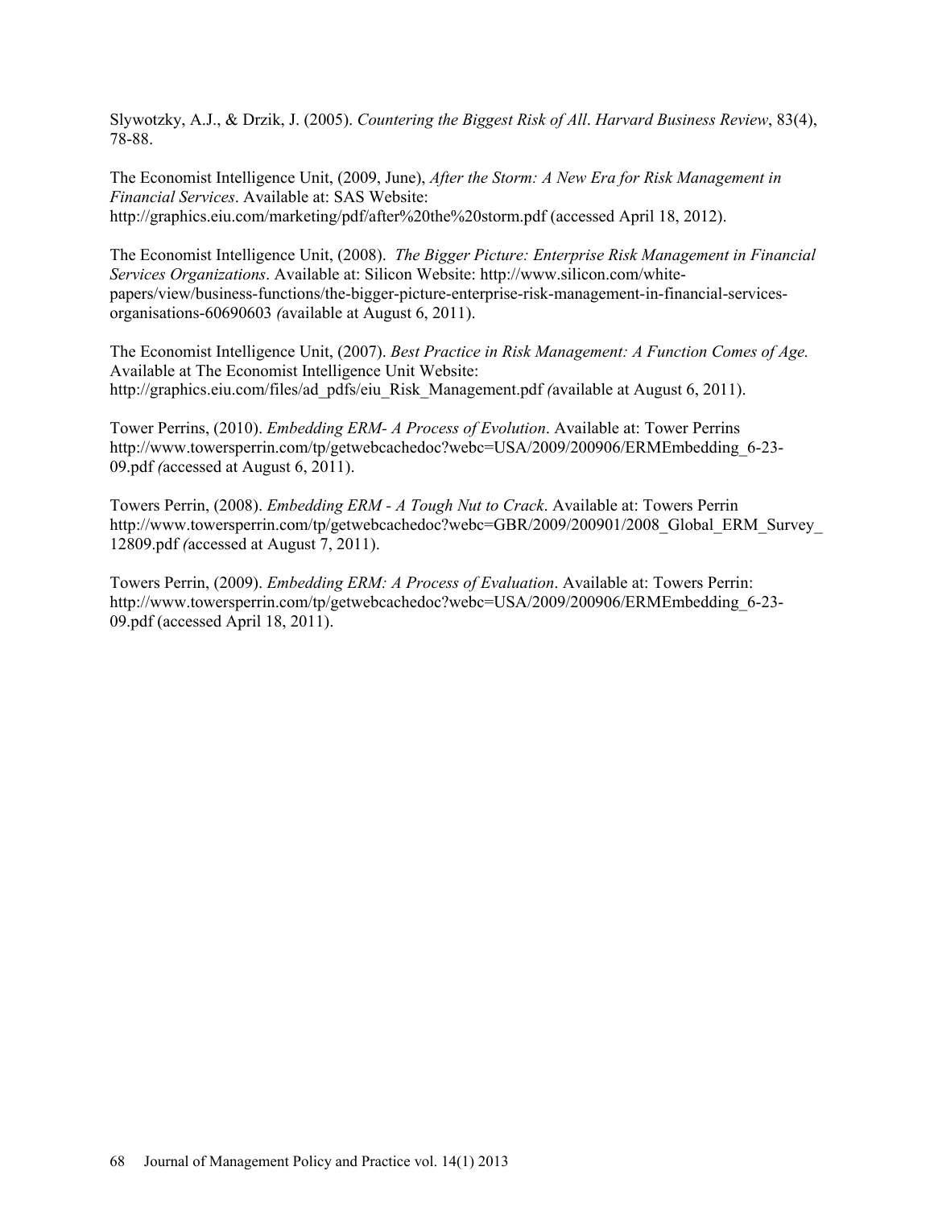Slywotzky, A.J., & Drzik, J. (2005). *Countering the Biggest Risk of All*. *Harvard Business Review*, 83(4), 78-88.

The Economist Intelligence Unit, (2009, June), *After the Storm: A New Era for Risk Management in Financial Services*. Available at: SAS Website: http://graphics.eiu.com/marketing/pdf/after%20the%20storm.pdf (accessed April 18, 2012).

The Economist Intelligence Unit, (2008). *The Bigger Picture: Enterprise Risk Management in Financial Services Organizations*. Available at: Silicon Website: http://www.silicon.com/white-papers/view/business-functions/the-bigger-picture-enterprise-risk-management-in-financial-services-organisations-60690603 *(*available at August 6, 2011).

The Economist Intelligence Unit, (2007). *Best Practice in Risk Management: A Function Comes of Age.* Available at The Economist Intelligence Unit Website: http://graphics.eiu.com/files/ad_pdfs/eiu_Risk_Management.pdf *(*available at August 6, 2011).

Tower Perrins, (2010). *Embedding ERM- A Process of Evolution*. Available at: Tower Perrins http://www.towersperrin.com/tp/getwebcachedoc?webc=USA/2009/200906/ERMEmbedding_6-23-09.pdf *(*accessed at August 6, 2011).

Towers Perrin, (2008). *Embedding ERM - A Tough Nut to Crack*. Available at: Towers Perrin http://www.towersperrin.com/tp/getwebcachedoc?webc=GBR/2009/200901/2008_Global_ERM_Survey_12809.pdf *(*accessed at August 7, 2011).

Towers Perrin, (2009). *Embedding ERM: A Process of Evaluation*. Available at: Towers Perrin: http://www.towersperrin.com/tp/getwebcachedoc?webc=USA/2009/200906/ERMEmbedding_6-23-09.pdf (accessed April 18, 2011).